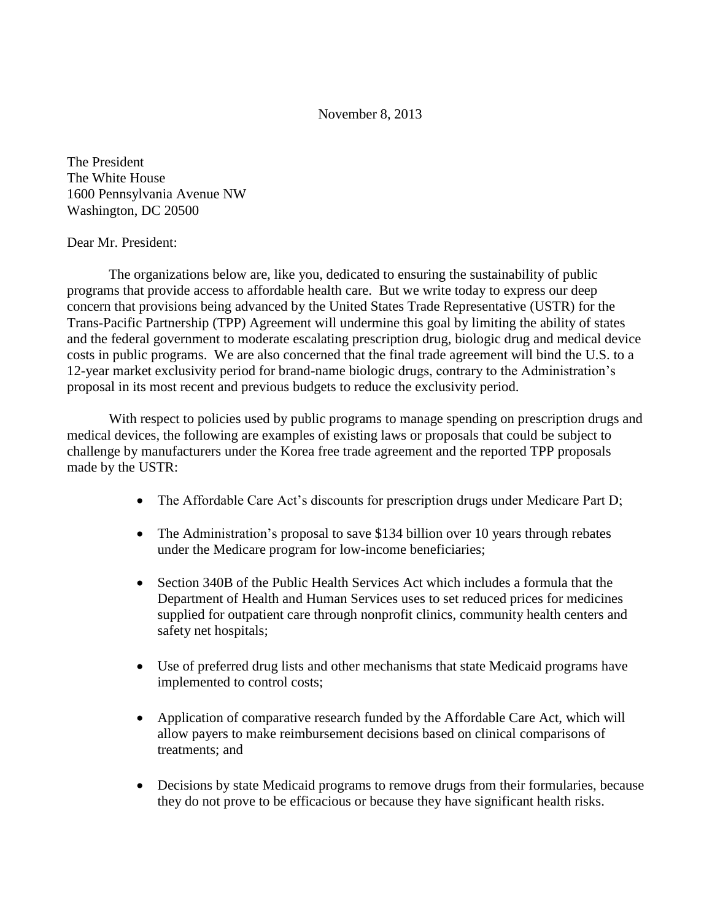November 8, 2013

The President
The White House
1600 Pennsylvania Avenue NW
Washington, DC 20500

Dear Mr. President:

The organizations below are, like you, dedicated to ensuring the sustainability of public programs that provide access to affordable health care. But we write today to express our deep concern that provisions being advanced by the United States Trade Representative (USTR) for the Trans-Pacific Partnership (TPP) Agreement will undermine this goal by limiting the ability of states and the federal government to moderate escalating prescription drug, biologic drug and medical device costs in public programs. We are also concerned that the final trade agreement will bind the U.S. to a 12-year market exclusivity period for brand-name biologic drugs, contrary to the Administration's proposal in its most recent and previous budgets to reduce the exclusivity period.

With respect to policies used by public programs to manage spending on prescription drugs and medical devices, the following are examples of existing laws or proposals that could be subject to challenge by manufacturers under the Korea free trade agreement and the reported TPP proposals made by the USTR:

- The Affordable Care Act's discounts for prescription drugs under Medicare Part D;
- The Administration's proposal to save $134 billion over 10 years through rebates under the Medicare program for low-income beneficiaries;
- Section 340B of the Public Health Services Act which includes a formula that the Department of Health and Human Services uses to set reduced prices for medicines supplied for outpatient care through nonprofit clinics, community health centers and safety net hospitals;
- Use of preferred drug lists and other mechanisms that state Medicaid programs have implemented to control costs;
- Application of comparative research funded by the Affordable Care Act, which will allow payers to make reimbursement decisions based on clinical comparisons of treatments; and
- Decisions by state Medicaid programs to remove drugs from their formularies, because they do not prove to be efficacious or because they have significant health risks.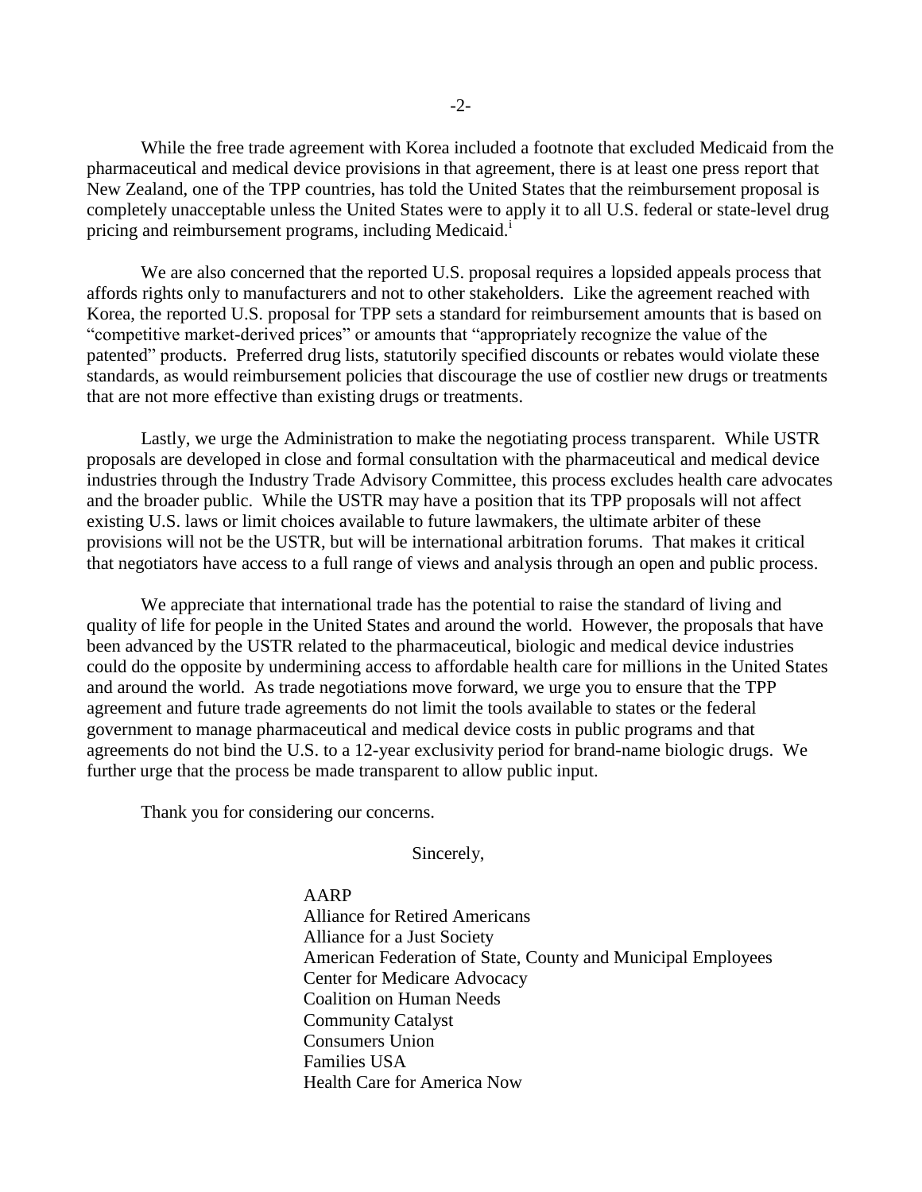While the free trade agreement with Korea included a footnote that excluded Medicaid from the pharmaceutical and medical device provisions in that agreement, there is at least one press report that New Zealand, one of the TPP countries, has told the United States that the reimbursement proposal is completely unacceptable unless the United States were to apply it to all U.S. federal or state-level drug pricing and reimbursement programs, including Medicaid.[i]

We are also concerned that the reported U.S. proposal requires a lopsided appeals process that affords rights only to manufacturers and not to other stakeholders. Like the agreement reached with Korea, the reported U.S. proposal for TPP sets a standard for reimbursement amounts that is based on "competitive market-derived prices" or amounts that "appropriately recognize the value of the patented" products. Preferred drug lists, statutorily specified discounts or rebates would violate these standards, as would reimbursement policies that discourage the use of costlier new drugs or treatments that are not more effective than existing drugs or treatments.

Lastly, we urge the Administration to make the negotiating process transparent. While USTR proposals are developed in close and formal consultation with the pharmaceutical and medical device industries through the Industry Trade Advisory Committee, this process excludes health care advocates and the broader public. While the USTR may have a position that its TPP proposals will not affect existing U.S. laws or limit choices available to future lawmakers, the ultimate arbiter of these provisions will not be the USTR, but will be international arbitration forums. That makes it critical that negotiators have access to a full range of views and analysis through an open and public process.

We appreciate that international trade has the potential to raise the standard of living and quality of life for people in the United States and around the world. However, the proposals that have been advanced by the USTR related to the pharmaceutical, biologic and medical device industries could do the opposite by undermining access to affordable health care for millions in the United States and around the world. As trade negotiations move forward, we urge you to ensure that the TPP agreement and future trade agreements do not limit the tools available to states or the federal government to manage pharmaceutical and medical device costs in public programs and that agreements do not bind the U.S. to a 12-year exclusivity period for brand-name biologic drugs. We further urge that the process be made transparent to allow public input.

Thank you for considering our concerns.

Sincerely,

AARP
Alliance for Retired Americans
Alliance for a Just Society
American Federation of State, County and Municipal Employees
Center for Medicare Advocacy
Coalition on Human Needs
Community Catalyst
Consumers Union
Families USA
Health Care for America Now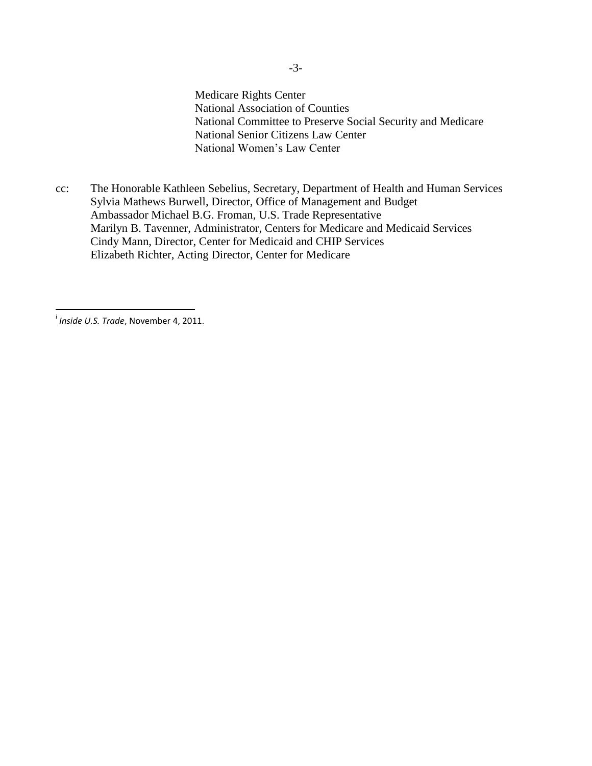Medicare Rights Center
National Association of Counties
National Committee to Preserve Social Security and Medicare
National Senior Citizens Law Center
National Women's Law Center

cc: The Honorable Kathleen Sebelius, Secretary, Department of Health and Human Services
Sylvia Mathews Burwell, Director, Office of Management and Budget
Ambassador Michael B.G. Froman, U.S. Trade Representative
Marilyn B. Tavenner, Administrator, Centers for Medicare and Medicaid Services
Cindy Mann, Director, Center for Medicaid and CHIP Services
Elizabeth Richter, Acting Director, Center for Medicare

---

[i] *Inside U.S. Trade*, November 4, 2011.